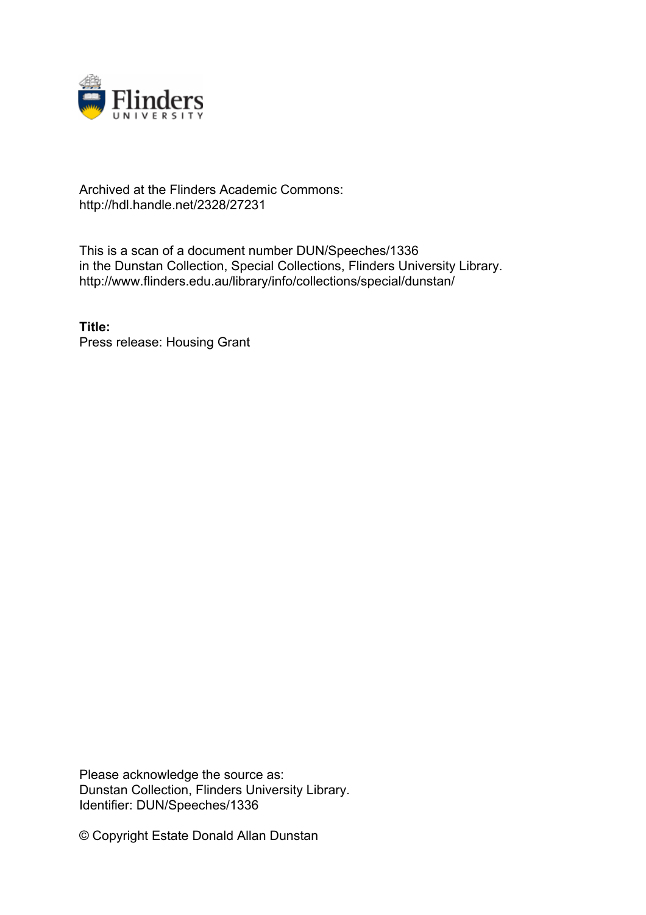Archived at the Flinders Academic Commons:
http://hdl.handle.net/2328/27231

This is a scan of a document number DUN/Speeches/1336
in the Dunstan Collection, Special Collections, Flinders University Library.
http://www.flinders.edu.au/library/info/collections/special/dunstan/

**Title:**
Press release: Housing Grant

Please acknowledge the source as:
Dunstan Collection, Flinders University Library.
Identifier: DUN/Speeches/1336

© Copyright Estate Donald Allan Dunstan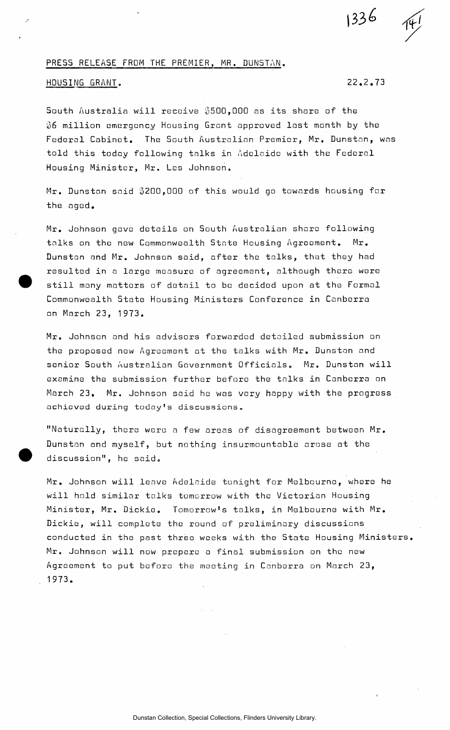PRESS RELEASE FROM THE PREMIER, MR. DUNSTAN.

HOUSING GRANT. 22.2.73

South Australia will receive $500,000 as its share of the $6 million emergency Housing Grant approved last month by the Federal Cabinet. The South Australian Premier, Mr. Dunstan, was told this today following talks in Adelaide with the Federal Housing Minister, Mr. Les Johnson.

Mr. Dunstan said $200,000 of this would go towards housing for the aged.

Mr. Johnson gave details on South Australian share following talks on the new Commonwealth State Housing Agreement. Mr. Dunstan and Mr. Johnson said, after the talks, that they had resulted in a large measure of agreement, although there were still many matters of detail to be decided upon at the Formal Commonwealth State Housing Ministers Conference in Canberra on March 23, 1973.

Mr. Johnson and his advisors forwarded detailed submission on the proposed new Agreement at the talks with Mr. Dunstan and senior South Australian Government Officials. Mr. Dunstan will examine the submission further before the talks in Canberra on March 23. Mr. Johnson said he was very happy with the progress achieved during today's discussions.

"Naturally, there were a few areas of disagreement between Mr. Dunstan and myself, but nothing insurmountable arose at the discussion", he said.

Mr. Johnson will leave Adelaide tonight for Melbourne, where he will hold similar talks tomorrow with the Victorian Housing Minister, Mr. Dickie. Tomorrow's talks, in Melbourne with Mr. Dickie, will complete the round of preliminary discussions conducted in the past three weeks with the State Housing Ministers. Mr. Johnson will now prepare a final submission on the new Agreement to put before the meeting in Canberra on March 23, 1973.